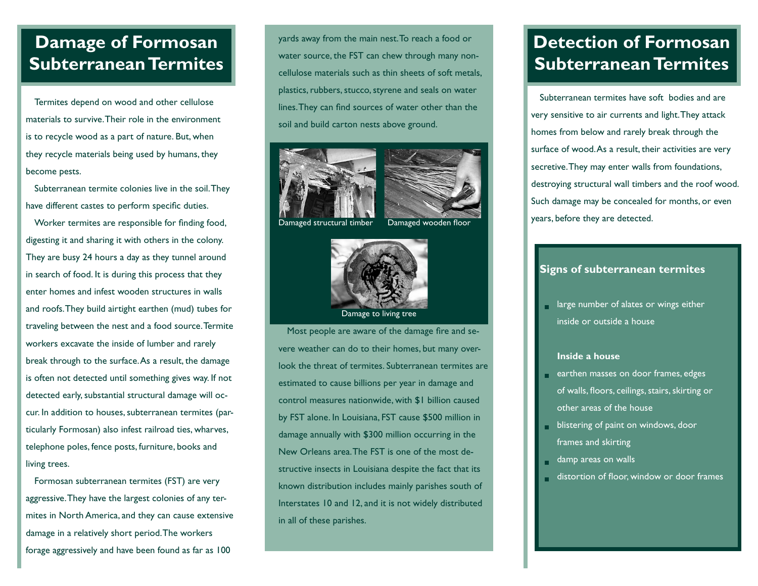# Damage of Formosan Subterranean Termites

Termites depend on wood and other cellulose materials to survive. Their role in the environment is to recycle wood as a part of nature. But, when they recycle materials being used by humans, they become pests.

Subterranean termite colonies live in the soil. They have different castes to perform specific duties.

Worker termites are responsible for finding food, digesting it and sharing it with others in the colony. They are busy 24 hours a day as they tunnel around in search of food. It is during this process that they enter homes and infest wooden structures in walls and roofs. They build airtight earthen (mud) tubes for traveling between the nest and a food source. Termite workers excavate the inside of lumber and rarely break through to the surface. As a result, the damage is often not detected until something gives way. If not detected early, substantial structural damage will occur. In addition to houses, subterranean termites (particularly Formosan) also infest railroad ties, wharves, telephone poles, fence posts, furniture, books and living trees.

Formosan subterranean termites (FST) are very aggressive. They have the largest colonies of any termites in North America, and they can cause extensive damage in a relatively short period. The workers forage aggressively and have been found as far as 100 yards away from the main nest. To reach a food or water source, the FST can chew through many non-cellulose materials such as thin sheets of soft metals, plastics, rubbers, stucco, styrene and seals on water lines. They can find sources of water other than the soil and build carton nests above ground.

Damaged structural timber

Damaged wooden floor

Damage to living tree

Most people are aware of the damage fire and severe weather can do to their homes, but many overlook the threat of termites. Subterranean termites are estimated to cause billions per year in damage and control measures nationwide, with $1 billion caused by FST alone. In Louisiana, FST cause $500 million in damage annually with $300 million occurring in the New Orleans area. The FST is one of the most destructive insects in Louisiana despite the fact that its known distribution includes mainly parishes south of Interstates 10 and 12, and it is not widely distributed in all of these parishes.

# Detection of Formosan Subterranean Termites

Subterranean termites have soft bodies and are very sensitive to air currents and light. They attack homes from below and rarely break through the surface of wood. As a result, their activities are very secretive. They may enter walls from foundations, destroying structural wall timbers and the roof wood. Such damage may be concealed for months, or even years, before they are detected.

### Signs of subterranean termites

- large number of alates or wings either inside or outside a house

**Inside a house**

- earthen masses on door frames, edges of walls, floors, ceilings, stairs, skirting or other areas of the house
- blistering of paint on windows, door frames and skirting
- damp areas on walls
- distortion of floor, window or door frames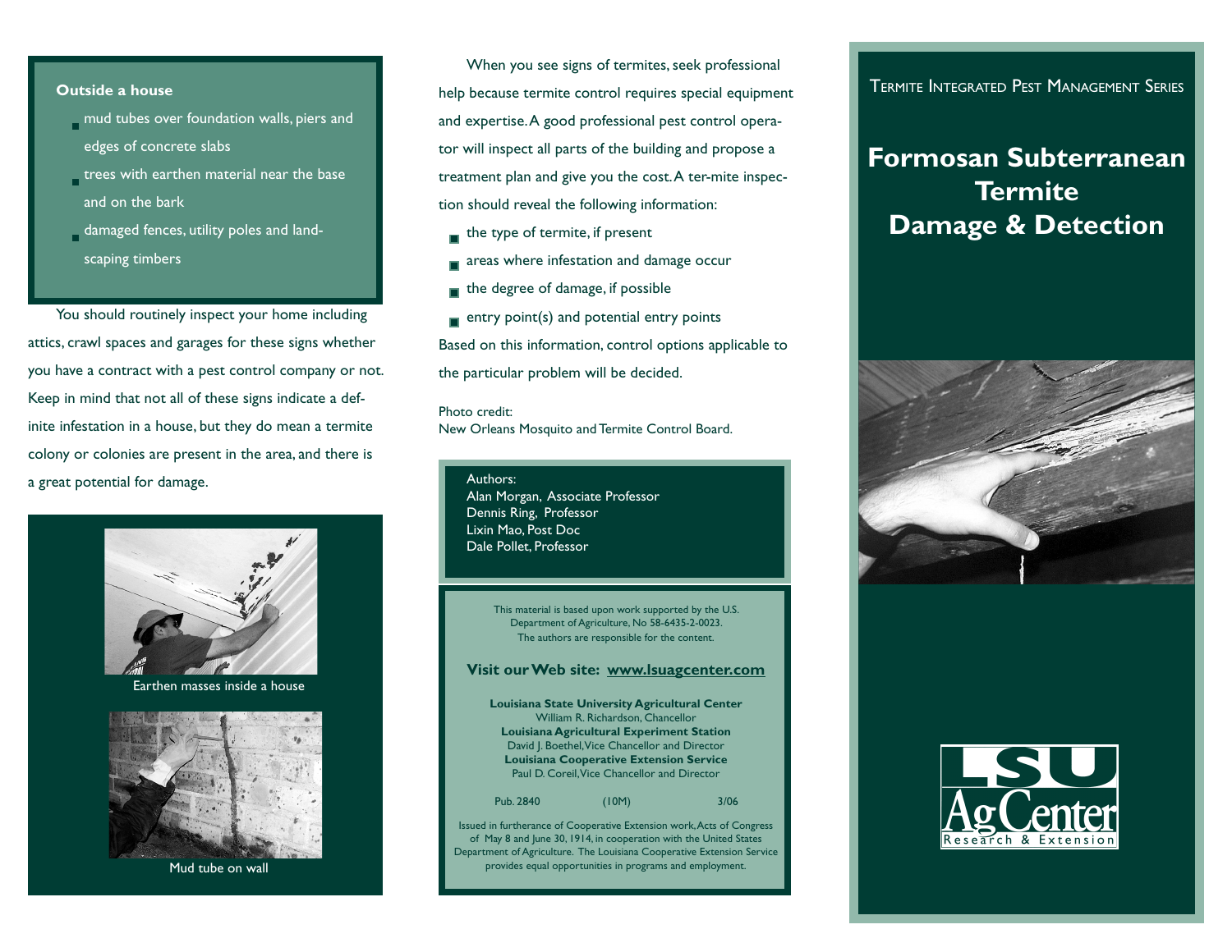**Outside a house**

- mud tubes over foundation walls, piers and edges of concrete slabs
- trees with earthen material near the base and on the bark
- damaged fences, utility poles and landscaping timbers

You should routinely inspect your home including attics, crawl spaces and garages for these signs whether you have a contract with a pest control company or not. Keep in mind that not all of these signs indicate a definite infestation in a house, but they do mean a termite colony or colonies are present in the area, and there is a great potential for damage.

Earthen masses inside a house

Mud tube on wall

When you see signs of termites, seek professional help because termite control requires special equipment and expertise. A good professional pest control operator will inspect all parts of the building and propose a treatment plan and give you the cost. A termite inspection should reveal the following information:

- the type of termite, if present
- areas where infestation and damage occur
- the degree of damage, if possible
- entry point(s) and potential entry points

Based on this information, control options applicable to the particular problem will be decided.

Photo credit:
New Orleans Mosquito and Termite Control Board.

Authors:
Alan Morgan, Associate Professor
Dennis Ring, Professor
Lixin Mao, Post Doc
Dale Pollet, Professor

This material is based upon work supported by the U.S. Department of Agriculture, No 58-6435-2-0023. The authors are responsible for the content.

**Visit our Web site: www.lsuagcenter.com**

**Louisiana State University Agricultural Center**
William R. Richardson, Chancellor
**Louisiana Agricultural Experiment Station**
David J. Boethel, Vice Chancellor and Director
**Louisiana Cooperative Extension Service**
Paul D. Coreil, Vice Chancellor and Director

Pub. 2840 (10M) 3/06

Issued in furtherance of Cooperative Extension work, Acts of Congress of May 8 and June 30, 1914, in cooperation with the United States Department of Agriculture. The Louisiana Cooperative Extension Service provides equal opportunities in programs and employment.

Termite Integrated Pest Management Series

# Formosan Subterranean Termite Damage & Detection

LSU AgCenter
Research & Extension